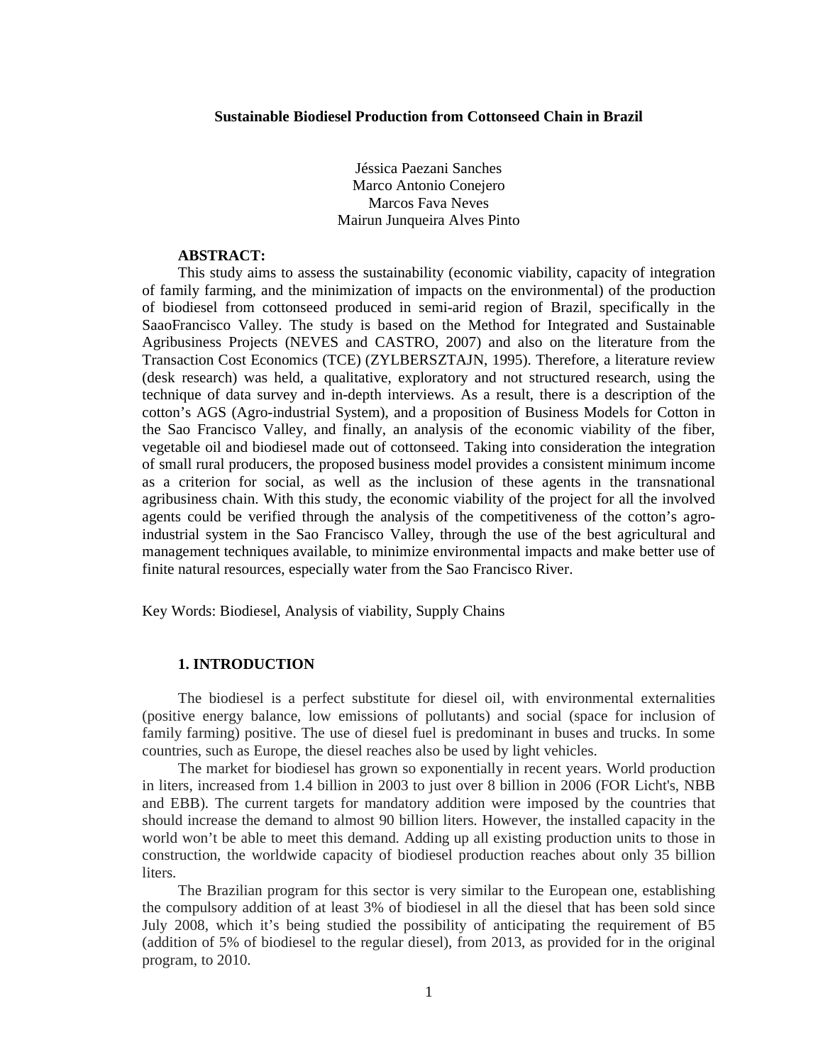# Sustainable Biodiesel Production from Cottonseed Chain in Brazil

Jéssica Paezani Sanches
Marco Antonio Conejero
Marcos Fava Neves
Mairun Junqueira Alves Pinto

**ABSTRACT:**

This study aims to assess the sustainability (economic viability, capacity of integration of family farming, and the minimization of impacts on the environmental) of the production of biodiesel from cottonseed produced in semi-arid region of Brazil, specifically in the SaaoFrancisco Valley. The study is based on the Method for Integrated and Sustainable Agribusiness Projects (NEVES and CASTRO, 2007) and also on the literature from the Transaction Cost Economics (TCE) (ZYLBERSZTAJN, 1995). Therefore, a literature review (desk research) was held, a qualitative, exploratory and not structured research, using the technique of data survey and in-depth interviews. As a result, there is a description of the cotton's AGS (Agro-industrial System), and a proposition of Business Models for Cotton in the Sao Francisco Valley, and finally, an analysis of the economic viability of the fiber, vegetable oil and biodiesel made out of cottonseed. Taking into consideration the integration of small rural producers, the proposed business model provides a consistent minimum income as a criterion for social, as well as the inclusion of these agents in the transnational agribusiness chain. With this study, the economic viability of the project for all the involved agents could be verified through the analysis of the competitiveness of the cotton's agro-industrial system in the Sao Francisco Valley, through the use of the best agricultural and management techniques available, to minimize environmental impacts and make better use of finite natural resources, especially water from the Sao Francisco River.

Key Words: Biodiesel, Analysis of viability, Supply Chains

## 1. INTRODUCTION

The biodiesel is a perfect substitute for diesel oil, with environmental externalities (positive energy balance, low emissions of pollutants) and social (space for inclusion of family farming) positive. The use of diesel fuel is predominant in buses and trucks. In some countries, such as Europe, the diesel reaches also be used by light vehicles.

The market for biodiesel has grown so exponentially in recent years. World production in liters, increased from 1.4 billion in 2003 to just over 8 billion in 2006 (FOR Licht's, NBB and EBB). The current targets for mandatory addition were imposed by the countries that should increase the demand to almost 90 billion liters. However, the installed capacity in the world won't be able to meet this demand. Adding up all existing production units to those in construction, the worldwide capacity of biodiesel production reaches about only 35 billion liters.

The Brazilian program for this sector is very similar to the European one, establishing the compulsory addition of at least 3% of biodiesel in all the diesel that has been sold since July 2008, which it's being studied the possibility of anticipating the requirement of B5 (addition of 5% of biodiesel to the regular diesel), from 2013, as provided for in the original program, to 2010.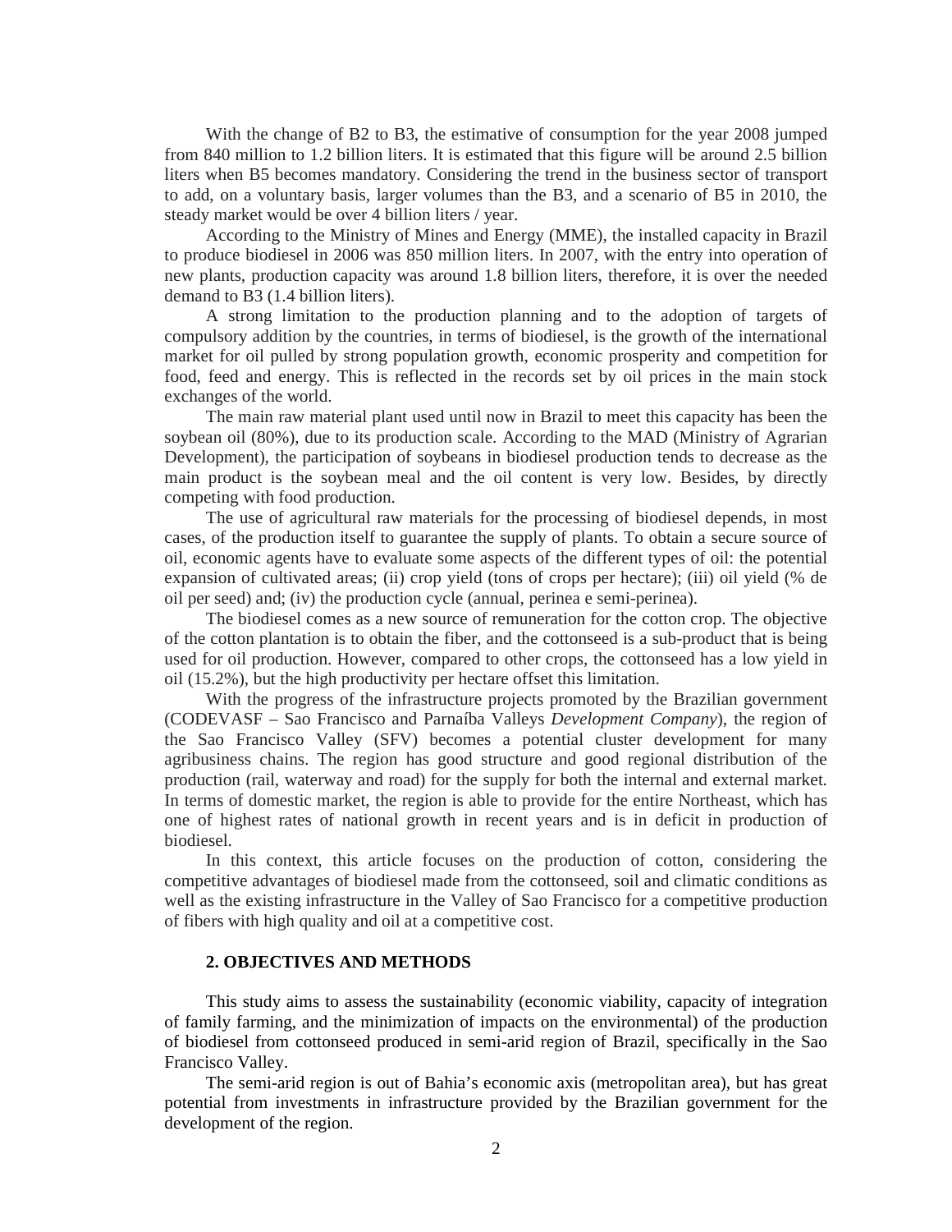With the change of B2 to B3, the estimative of consumption for the year 2008 jumped from 840 million to 1.2 billion liters. It is estimated that this figure will be around 2.5 billion liters when B5 becomes mandatory. Considering the trend in the business sector of transport to add, on a voluntary basis, larger volumes than the B3, and a scenario of B5 in 2010, the steady market would be over 4 billion liters / year.

According to the Ministry of Mines and Energy (MME), the installed capacity in Brazil to produce biodiesel in 2006 was 850 million liters. In 2007, with the entry into operation of new plants, production capacity was around 1.8 billion liters, therefore, it is over the needed demand to B3 (1.4 billion liters).

A strong limitation to the production planning and to the adoption of targets of compulsory addition by the countries, in terms of biodiesel, is the growth of the international market for oil pulled by strong population growth, economic prosperity and competition for food, feed and energy. This is reflected in the records set by oil prices in the main stock exchanges of the world.

The main raw material plant used until now in Brazil to meet this capacity has been the soybean oil (80%), due to its production scale. According to the MAD (Ministry of Agrarian Development), the participation of soybeans in biodiesel production tends to decrease as the main product is the soybean meal and the oil content is very low. Besides, by directly competing with food production.

The use of agricultural raw materials for the processing of biodiesel depends, in most cases, of the production itself to guarantee the supply of plants. To obtain a secure source of oil, economic agents have to evaluate some aspects of the different types of oil: the potential expansion of cultivated areas; (ii) crop yield (tons of crops per hectare); (iii) oil yield (% de oil per seed) and; (iv) the production cycle (annual, perinea e semi-perinea).

The biodiesel comes as a new source of remuneration for the cotton crop. The objective of the cotton plantation is to obtain the fiber, and the cottonseed is a sub-product that is being used for oil production. However, compared to other crops, the cottonseed has a low yield in oil (15.2%), but the high productivity per hectare offset this limitation.

With the progress of the infrastructure projects promoted by the Brazilian government (CODEVASF – Sao Francisco and Parnaíba Valleys *Development Company*), the region of the Sao Francisco Valley (SFV) becomes a potential cluster development for many agribusiness chains. The region has good structure and good regional distribution of the production (rail, waterway and road) for the supply for both the internal and external market. In terms of domestic market, the region is able to provide for the entire Northeast, which has one of highest rates of national growth in recent years and is in deficit in production of biodiesel.

In this context, this article focuses on the production of cotton, considering the competitive advantages of biodiesel made from the cottonseed, soil and climatic conditions as well as the existing infrastructure in the Valley of Sao Francisco for a competitive production of fibers with high quality and oil at a competitive cost.

## 2. OBJECTIVES AND METHODS

This study aims to assess the sustainability (economic viability, capacity of integration of family farming, and the minimization of impacts on the environmental) of the production of biodiesel from cottonseed produced in semi-arid region of Brazil, specifically in the Sao Francisco Valley.

The semi-arid region is out of Bahia's economic axis (metropolitan area), but has great potential from investments in infrastructure provided by the Brazilian government for the development of the region.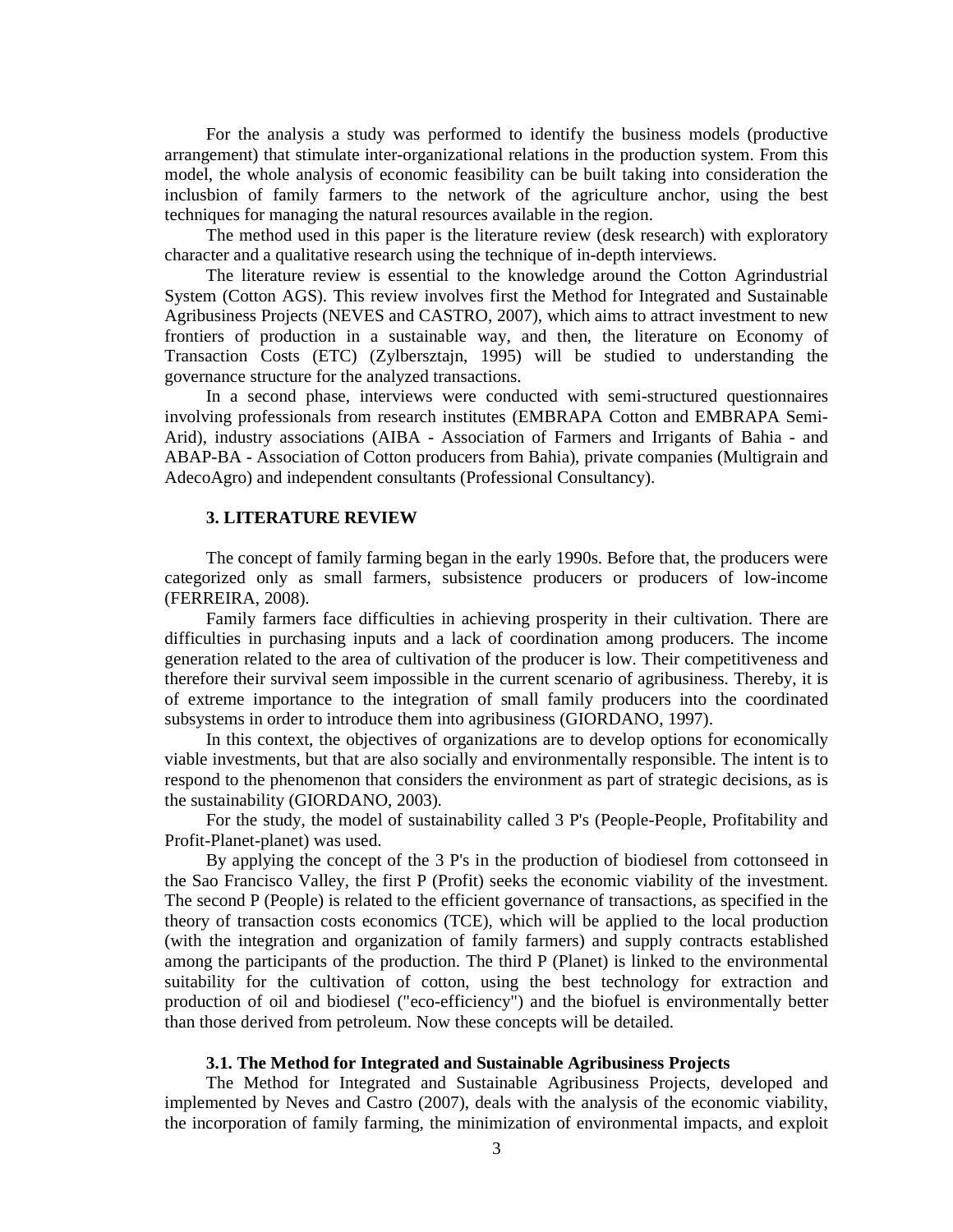For the analysis a study was performed to identify the business models (productive arrangement) that stimulate inter-organizational relations in the production system. From this model, the whole analysis of economic feasibility can be built taking into consideration the inclusbion of family farmers to the network of the agriculture anchor, using the best techniques for managing the natural resources available in the region.

The method used in this paper is the literature review (desk research) with exploratory character and a qualitative research using the technique of in-depth interviews.

The literature review is essential to the knowledge around the Cotton Agrindustrial System (Cotton AGS). This review involves first the Method for Integrated and Sustainable Agribusiness Projects (NEVES and CASTRO, 2007), which aims to attract investment to new frontiers of production in a sustainable way, and then, the literature on Economy of Transaction Costs (ETC) (Zylbersztajn, 1995) will be studied to understanding the governance structure for the analyzed transactions.

In a second phase, interviews were conducted with semi-structured questionnaires involving professionals from research institutes (EMBRAPA Cotton and EMBRAPA Semi-Arid), industry associations (AIBA - Association of Farmers and Irrigants of Bahia - and ABAP-BA - Association of Cotton producers from Bahia), private companies (Multigrain and AdecoAgro) and independent consultants (Professional Consultancy).

## 3. LITERATURE REVIEW

The concept of family farming began in the early 1990s. Before that, the producers were categorized only as small farmers, subsistence producers or producers of low-income (FERREIRA, 2008).

Family farmers face difficulties in achieving prosperity in their cultivation. There are difficulties in purchasing inputs and a lack of coordination among producers. The income generation related to the area of cultivation of the producer is low. Their competitiveness and therefore their survival seem impossible in the current scenario of agribusiness. Thereby, it is of extreme importance to the integration of small family producers into the coordinated subsystems in order to introduce them into agribusiness (GIORDANO, 1997).

In this context, the objectives of organizations are to develop options for economically viable investments, but that are also socially and environmentally responsible. The intent is to respond to the phenomenon that considers the environment as part of strategic decisions, as is the sustainability (GIORDANO, 2003).

For the study, the model of sustainability called 3 P's (People-People, Profitability and Profit-Planet-planet) was used.

By applying the concept of the 3 P's in the production of biodiesel from cottonseed in the Sao Francisco Valley, the first P (Profit) seeks the economic viability of the investment. The second P (People) is related to the efficient governance of transactions, as specified in the theory of transaction costs economics (TCE), which will be applied to the local production (with the integration and organization of family farmers) and supply contracts established among the participants of the production. The third P (Planet) is linked to the environmental suitability for the cultivation of cotton, using the best technology for extraction and production of oil and biodiesel ("eco-efficiency") and the biofuel is environmentally better than those derived from petroleum. Now these concepts will be detailed.

### 3.1. The Method for Integrated and Sustainable Agribusiness Projects

The Method for Integrated and Sustainable Agribusiness Projects, developed and implemented by Neves and Castro (2007), deals with the analysis of the economic viability, the incorporation of family farming, the minimization of environmental impacts, and exploit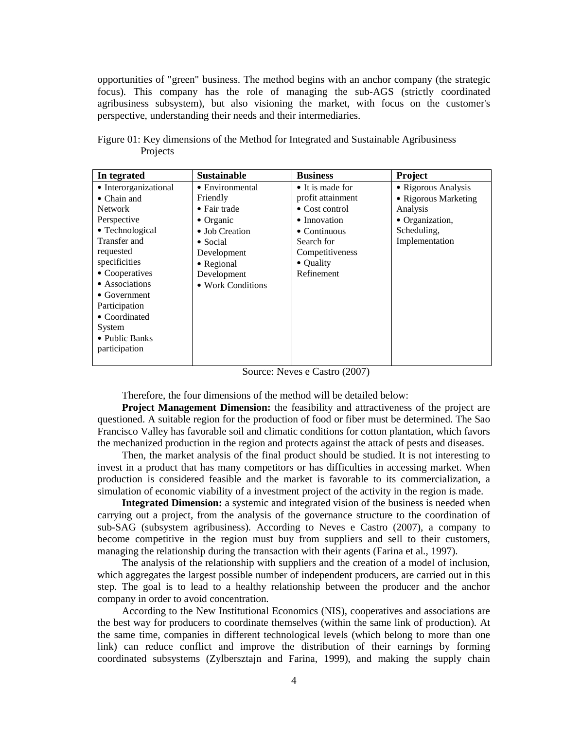opportunities of "green" business. The method begins with an anchor company (the strategic focus). This company has the role of managing the sub-AGS (strictly coordinated agribusiness subsystem), but also visioning the market, with focus on the customer's perspective, understanding their needs and their intermediaries.

Figure 01: Key dimensions of the Method for Integrated and Sustainable Agribusiness Projects

| In tegrated | Sustainable | Business | Project |
|---|---|---|---|
| • Interorganizational<br>• Chain and Network Perspective<br>• Technological Transfer and requested specificities<br>• Cooperatives<br>• Associations<br>• Government Participation<br>• Coordinated System<br>• Public Banks participation | • Environmental Friendly<br>• Fair trade<br>• Organic<br>• Job Creation<br>• Social Development<br>• Regional Development<br>• Work Conditions | • It is made for profit attainment<br>• Cost control<br>• Innovation<br>• Continuous Search for Competitiveness<br>• Quality Refinement | • Rigorous Analysis<br>• Rigorous Marketing Analysis<br>• Organization, Scheduling, Implementation |

Source: Neves e Castro (2007)

Therefore, the four dimensions of the method will be detailed below:

**Project Management Dimension:** the feasibility and attractiveness of the project are questioned. A suitable region for the production of food or fiber must be determined. The Sao Francisco Valley has favorable soil and climatic conditions for cotton plantation, which favors the mechanized production in the region and protects against the attack of pests and diseases.

Then, the market analysis of the final product should be studied. It is not interesting to invest in a product that has many competitors or has difficulties in accessing market. When production is considered feasible and the market is favorable to its commercialization, a simulation of economic viability of a investment project of the activity in the region is made.

**Integrated Dimension:** a systemic and integrated vision of the business is needed when carrying out a project, from the analysis of the governance structure to the coordination of sub-SAG (subsystem agribusiness). According to Neves e Castro (2007), a company to become competitive in the region must buy from suppliers and sell to their customers, managing the relationship during the transaction with their agents (Farina et al., 1997).

The analysis of the relationship with suppliers and the creation of a model of inclusion, which aggregates the largest possible number of independent producers, are carried out in this step. The goal is to lead to a healthy relationship between the producer and the anchor company in order to avoid concentration.

According to the New Institutional Economics (NIS), cooperatives and associations are the best way for producers to coordinate themselves (within the same link of production). At the same time, companies in different technological levels (which belong to more than one link) can reduce conflict and improve the distribution of their earnings by forming coordinated subsystems (Zylbersztajn and Farina, 1999), and making the supply chain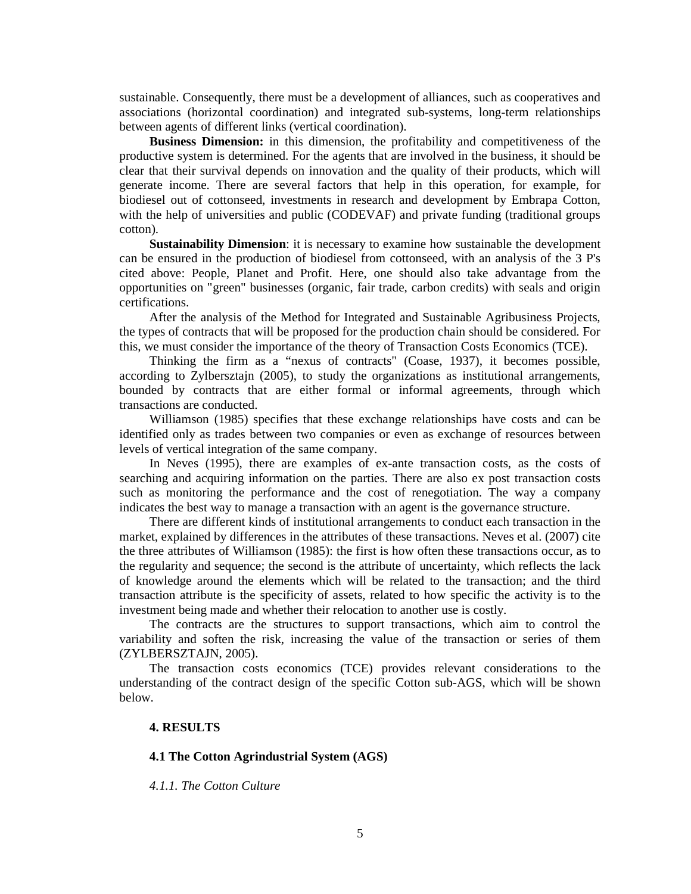sustainable. Consequently, there must be a development of alliances, such as cooperatives and associations (horizontal coordination) and integrated sub-systems, long-term relationships between agents of different links (vertical coordination).

**Business Dimension:** in this dimension, the profitability and competitiveness of the productive system is determined. For the agents that are involved in the business, it should be clear that their survival depends on innovation and the quality of their products, which will generate income. There are several factors that help in this operation, for example, for biodiesel out of cottonseed, investments in research and development by Embrapa Cotton, with the help of universities and public (CODEVAF) and private funding (traditional groups cotton).

**Sustainability Dimension**: it is necessary to examine how sustainable the development can be ensured in the production of biodiesel from cottonseed, with an analysis of the 3 P's cited above: People, Planet and Profit. Here, one should also take advantage from the opportunities on "green" businesses (organic, fair trade, carbon credits) with seals and origin certifications.

After the analysis of the Method for Integrated and Sustainable Agribusiness Projects, the types of contracts that will be proposed for the production chain should be considered. For this, we must consider the importance of the theory of Transaction Costs Economics (TCE).

Thinking the firm as a "nexus of contracts" (Coase, 1937), it becomes possible, according to Zylbersztajn (2005), to study the organizations as institutional arrangements, bounded by contracts that are either formal or informal agreements, through which transactions are conducted.

Williamson (1985) specifies that these exchange relationships have costs and can be identified only as trades between two companies or even as exchange of resources between levels of vertical integration of the same company.

In Neves (1995), there are examples of ex-ante transaction costs, as the costs of searching and acquiring information on the parties. There are also ex post transaction costs such as monitoring the performance and the cost of renegotiation. The way a company indicates the best way to manage a transaction with an agent is the governance structure.

There are different kinds of institutional arrangements to conduct each transaction in the market, explained by differences in the attributes of these transactions. Neves et al. (2007) cite the three attributes of Williamson (1985): the first is how often these transactions occur, as to the regularity and sequence; the second is the attribute of uncertainty, which reflects the lack of knowledge around the elements which will be related to the transaction; and the third transaction attribute is the specificity of assets, related to how specific the activity is to the investment being made and whether their relocation to another use is costly.

The contracts are the structures to support transactions, which aim to control the variability and soften the risk, increasing the value of the transaction or series of them (ZYLBERSZTAJN, 2005).

The transaction costs economics (TCE) provides relevant considerations to the understanding of the contract design of the specific Cotton sub-AGS, which will be shown below.

## 4. RESULTS

### 4.1 The Cotton Agrindustrial System (AGS)

#### *4.1.1. The Cotton Culture*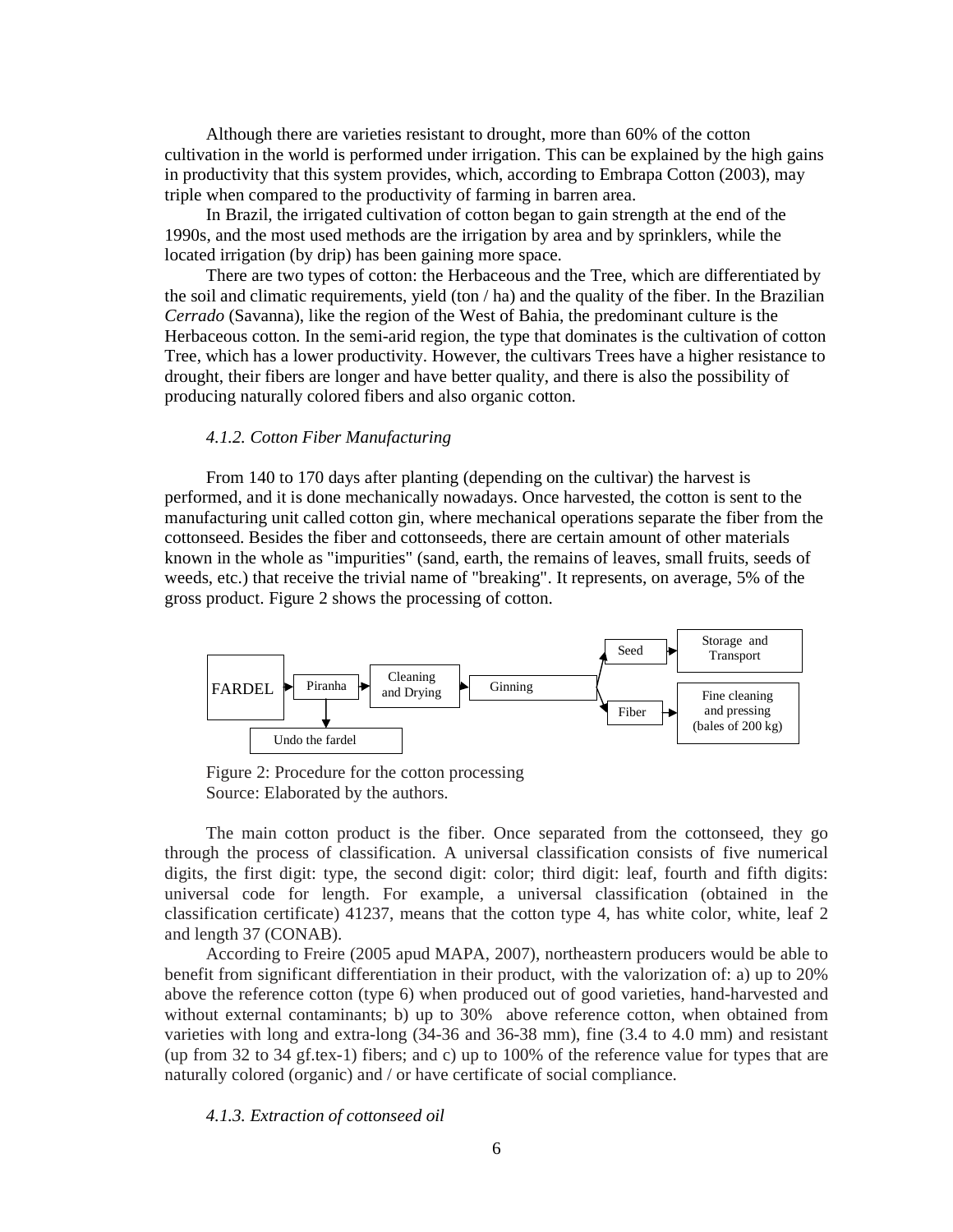Although there are varieties resistant to drought, more than 60% of the cotton cultivation in the world is performed under irrigation. This can be explained by the high gains in productivity that this system provides, which, according to Embrapa Cotton (2003), may triple when compared to the productivity of farming in barren area.

In Brazil, the irrigated cultivation of cotton began to gain strength at the end of the 1990s, and the most used methods are the irrigation by area and by sprinklers, while the located irrigation (by drip) has been gaining more space.

There are two types of cotton: the Herbaceous and the Tree, which are differentiated by the soil and climatic requirements, yield (ton / ha) and the quality of the fiber. In the Brazilian *Cerrado* (Savanna), like the region of the West of Bahia, the predominant culture is the Herbaceous cotton. In the semi-arid region, the type that dominates is the cultivation of cotton Tree, which has a lower productivity. However, the cultivars Trees have a higher resistance to drought, their fibers are longer and have better quality, and there is also the possibility of producing naturally colored fibers and also organic cotton.

### *4.1.2. Cotton Fiber Manufacturing*

From 140 to 170 days after planting (depending on the cultivar) the harvest is performed, and it is done mechanically nowadays. Once harvested, the cotton is sent to the manufacturing unit called cotton gin, where mechanical operations separate the fiber from the cottonseed. Besides the fiber and cottonseeds, there are certain amount of other materials known in the whole as "impurities" (sand, earth, the remains of leaves, small fruits, seeds of weeds, etc.) that receive the trivial name of "breaking". It represents, on average, 5% of the gross product. Figure 2 shows the processing of cotton.

FARDEL → Piranha → Cleaning and Drying → Ginning → Seed → Storage and Transport

Ginning → Fiber → Fine cleaning and pressing (bales of 200 kg)

Piranha → Undo the fardel

Figure 2: Procedure for the cotton processing
Source: Elaborated by the authors.

The main cotton product is the fiber. Once separated from the cottonseed, they go through the process of classification. A universal classification consists of five numerical digits, the first digit: type, the second digit: color; third digit: leaf, fourth and fifth digits: universal code for length. For example, a universal classification (obtained in the classification certificate) 41237, means that the cotton type 4, has white color, white, leaf 2 and length 37 (CONAB).

According to Freire (2005 apud MAPA, 2007), northeastern producers would be able to benefit from significant differentiation in their product, with the valorization of: a) up to 20% above the reference cotton (type 6) when produced out of good varieties, hand-harvested and without external contaminants; b) up to 30% above reference cotton, when obtained from varieties with long and extra-long (34-36 and 36-38 mm), fine (3.4 to 4.0 mm) and resistant (up from 32 to 34 gf.tex-1) fibers; and c) up to 100% of the reference value for types that are naturally colored (organic) and / or have certificate of social compliance.

### *4.1.3. Extraction of cottonseed oil*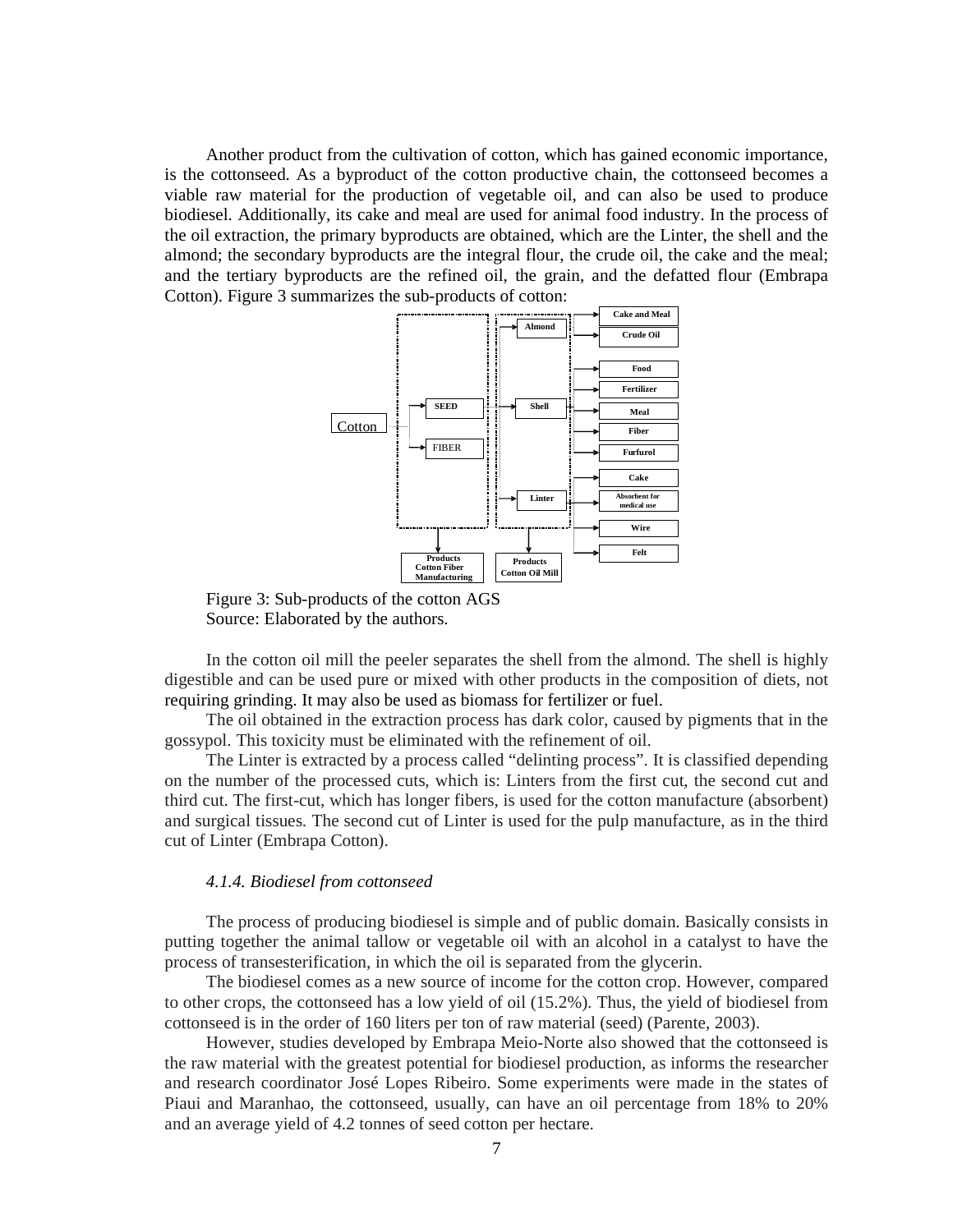Another product from the cultivation of cotton, which has gained economic importance, is the cottonseed. As a byproduct of the cotton productive chain, the cottonseed becomes a viable raw material for the production of vegetable oil, and can also be used to produce biodiesel. Additionally, its cake and meal are used for animal food industry. In the process of the oil extraction, the primary byproducts are obtained, which are the Linter, the shell and the almond; the secondary byproducts are the integral flour, the crude oil, the cake and the meal; and the tertiary byproducts are the refined oil, the grain, and the defatted flour (Embrapa Cotton). Figure 3 summarizes the sub-products of cotton:

Figure 3: Sub-products of the cotton AGS
Source: Elaborated by the authors.

In the cotton oil mill the peeler separates the shell from the almond. The shell is highly digestible and can be used pure or mixed with other products in the composition of diets, not requiring grinding. It may also be used as biomass for fertilizer or fuel.

The oil obtained in the extraction process has dark color, caused by pigments that in the gossypol. This toxicity must be eliminated with the refinement of oil.

The Linter is extracted by a process called “delinting process”. It is classified depending on the number of the processed cuts, which is: Linters from the first cut, the second cut and third cut. The first-cut, which has longer fibers, is used for the cotton manufacture (absorbent) and surgical tissues. The second cut of Linter is used for the pulp manufacture, as in the third cut of Linter (Embrapa Cotton).

### *4.1.4. Biodiesel from cottonseed*

The process of producing biodiesel is simple and of public domain. Basically consists in putting together the animal tallow or vegetable oil with an alcohol in a catalyst to have the process of transesterification, in which the oil is separated from the glycerin.

The biodiesel comes as a new source of income for the cotton crop. However, compared to other crops, the cottonseed has a low yield of oil (15.2%). Thus, the yield of biodiesel from cottonseed is in the order of 160 liters per ton of raw material (seed) (Parente, 2003).

However, studies developed by Embrapa Meio-Norte also showed that the cottonseed is the raw material with the greatest potential for biodiesel production, as informs the researcher and research coordinator José Lopes Ribeiro. Some experiments were made in the states of Piaui and Maranhao, the cottonseed, usually, can have an oil percentage from 18% to 20% and an average yield of 4.2 tonnes of seed cotton per hectare.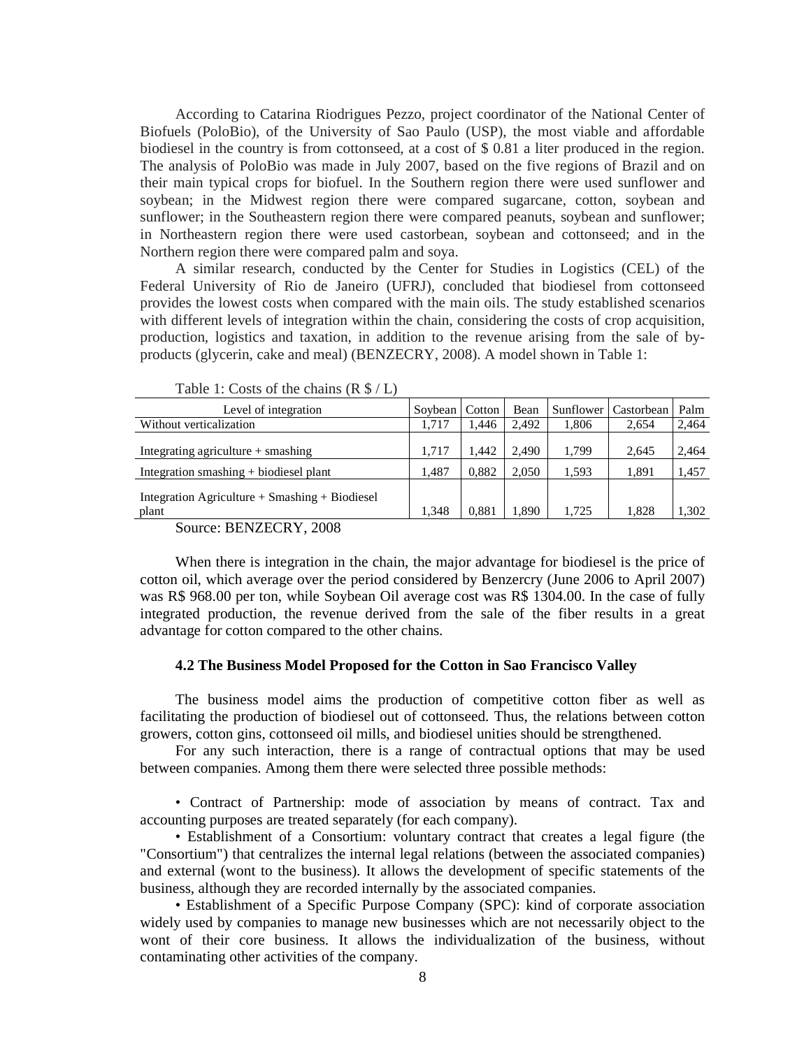According to Catarina Riodrigues Pezzo, project coordinator of the National Center of Biofuels (PoloBio), of the University of Sao Paulo (USP), the most viable and affordable biodiesel in the country is from cottonseed, at a cost of $ 0.81 a liter produced in the region. The analysis of PoloBio was made in July 2007, based on the five regions of Brazil and on their main typical crops for biofuel. In the Southern region there were used sunflower and soybean; in the Midwest region there were compared sugarcane, cotton, soybean and sunflower; in the Southeastern region there were compared peanuts, soybean and sunflower; in Northeastern region there were used castorbean, soybean and cottonseed; and in the Northern region there were compared palm and soya.

A similar research, conducted by the Center for Studies in Logistics (CEL) of the Federal University of Rio de Janeiro (UFRJ), concluded that biodiesel from cottonseed provides the lowest costs when compared with the main oils. The study established scenarios with different levels of integration within the chain, considering the costs of crop acquisition, production, logistics and taxation, in addition to the revenue arising from the sale of by-products (glycerin, cake and meal) (BENZECRY, 2008). A model shown in Table 1:

Table 1: Costs of the chains (R $ / L)

| Level of integration | Soybean | Cotton | Bean | Sunflower | Castorbean | Palm |
|---|---|---|---|---|---|---|
| Without verticalization | 1,717 | 1,446 | 2,492 | 1,806 | 2,654 | 2,464 |
| Integrating agriculture + smashing | 1,717 | 1,442 | 2,490 | 1,799 | 2,645 | 2,464 |
| Integration smashing + biodiesel plant | 1,487 | 0,882 | 2,050 | 1,593 | 1,891 | 1,457 |
| Integration Agriculture + Smashing + Biodiesel plant | 1,348 | 0,881 | 1,890 | 1,725 | 1,828 | 1,302 |

Source: BENZECRY, 2008

When there is integration in the chain, the major advantage for biodiesel is the price of cotton oil, which average over the period considered by Benzercry (June 2006 to April 2007) was R$ 968.00 per ton, while Soybean Oil average cost was R$ 1304.00. In the case of fully integrated production, the revenue derived from the sale of the fiber results in a great advantage for cotton compared to the other chains.

#### 4.2 The Business Model Proposed for the Cotton in Sao Francisco Valley

The business model aims the production of competitive cotton fiber as well as facilitating the production of biodiesel out of cottonseed. Thus, the relations between cotton growers, cotton gins, cottonseed oil mills, and biodiesel unities should be strengthened.

For any such interaction, there is a range of contractual options that may be used between companies. Among them there were selected three possible methods:

• Contract of Partnership: mode of association by means of contract. Tax and accounting purposes are treated separately (for each company).

• Establishment of a Consortium: voluntary contract that creates a legal figure (the "Consortium") that centralizes the internal legal relations (between the associated companies) and external (wont to the business). It allows the development of specific statements of the business, although they are recorded internally by the associated companies.

• Establishment of a Specific Purpose Company (SPC): kind of corporate association widely used by companies to manage new businesses which are not necessarily object to the wont of their core business. It allows the individualization of the business, without contaminating other activities of the company.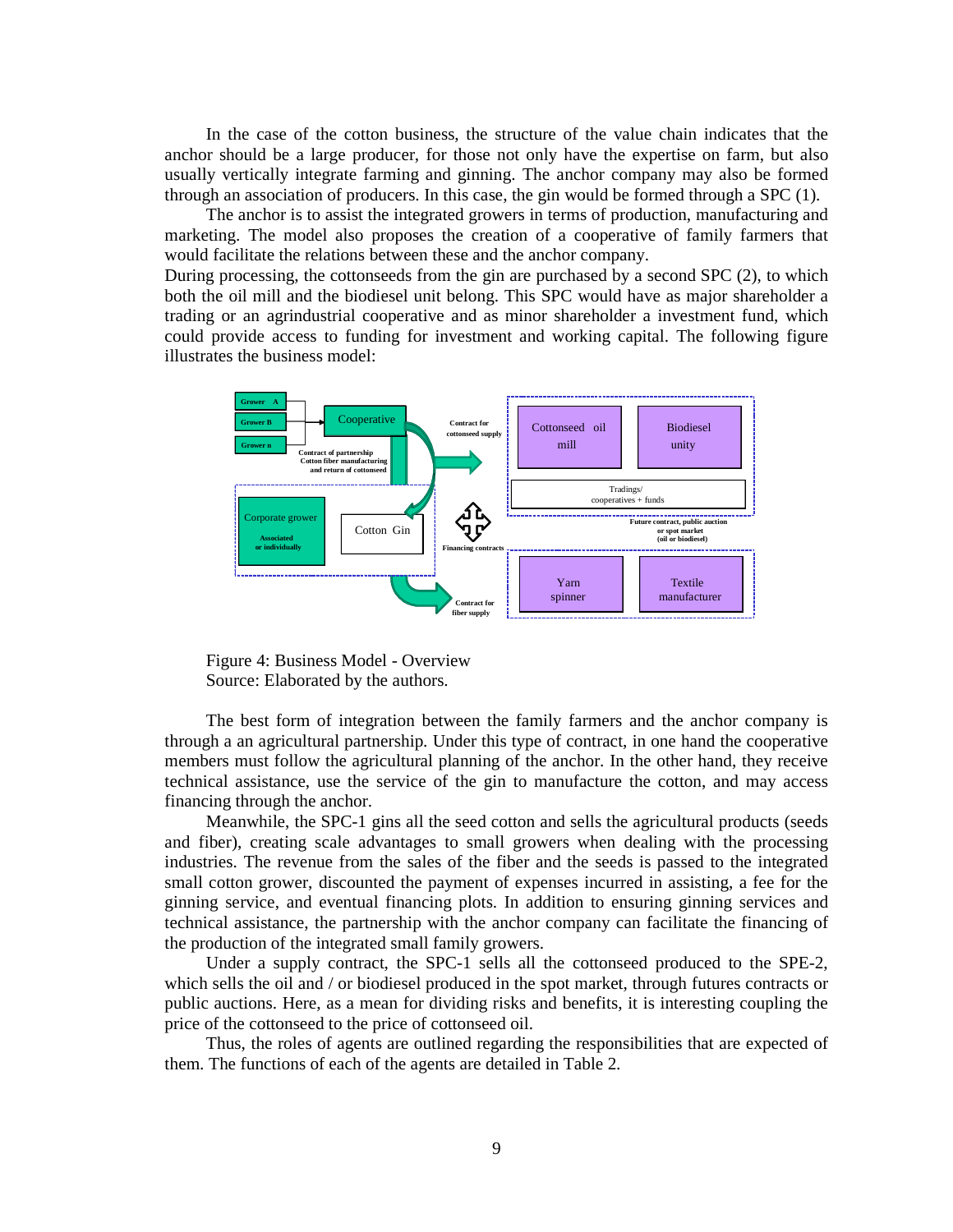In the case of the cotton business, the structure of the value chain indicates that the anchor should be a large producer, for those not only have the expertise on farm, but also usually vertically integrate farming and ginning. The anchor company may also be formed through an association of producers. In this case, the gin would be formed through a SPC (1).

The anchor is to assist the integrated growers in terms of production, manufacturing and marketing. The model also proposes the creation of a cooperative of family farmers that would facilitate the relations between these and the anchor company.

During processing, the cottonseeds from the gin are purchased by a second SPC (2), to which both the oil mill and the biodiesel unit belong. This SPC would have as major shareholder a trading or an agrindustrial cooperative and as minor shareholder a investment fund, which could provide access to funding for investment and working capital. The following figure illustrates the business model:

Figure 4: Business Model - Overview
Source: Elaborated by the authors.

The best form of integration between the family farmers and the anchor company is through a an agricultural partnership. Under this type of contract, in one hand the cooperative members must follow the agricultural planning of the anchor. In the other hand, they receive technical assistance, use the service of the gin to manufacture the cotton, and may access financing through the anchor.

Meanwhile, the SPC-1 gins all the seed cotton and sells the agricultural products (seeds and fiber), creating scale advantages to small growers when dealing with the processing industries. The revenue from the sales of the fiber and the seeds is passed to the integrated small cotton grower, discounted the payment of expenses incurred in assisting, a fee for the ginning service, and eventual financing plots. In addition to ensuring ginning services and technical assistance, the partnership with the anchor company can facilitate the financing of the production of the integrated small family growers.

Under a supply contract, the SPC-1 sells all the cottonseed produced to the SPE-2, which sells the oil and / or biodiesel produced in the spot market, through futures contracts or public auctions. Here, as a mean for dividing risks and benefits, it is interesting coupling the price of the cottonseed to the price of cottonseed oil.

Thus, the roles of agents are outlined regarding the responsibilities that are expected of them. The functions of each of the agents are detailed in Table 2.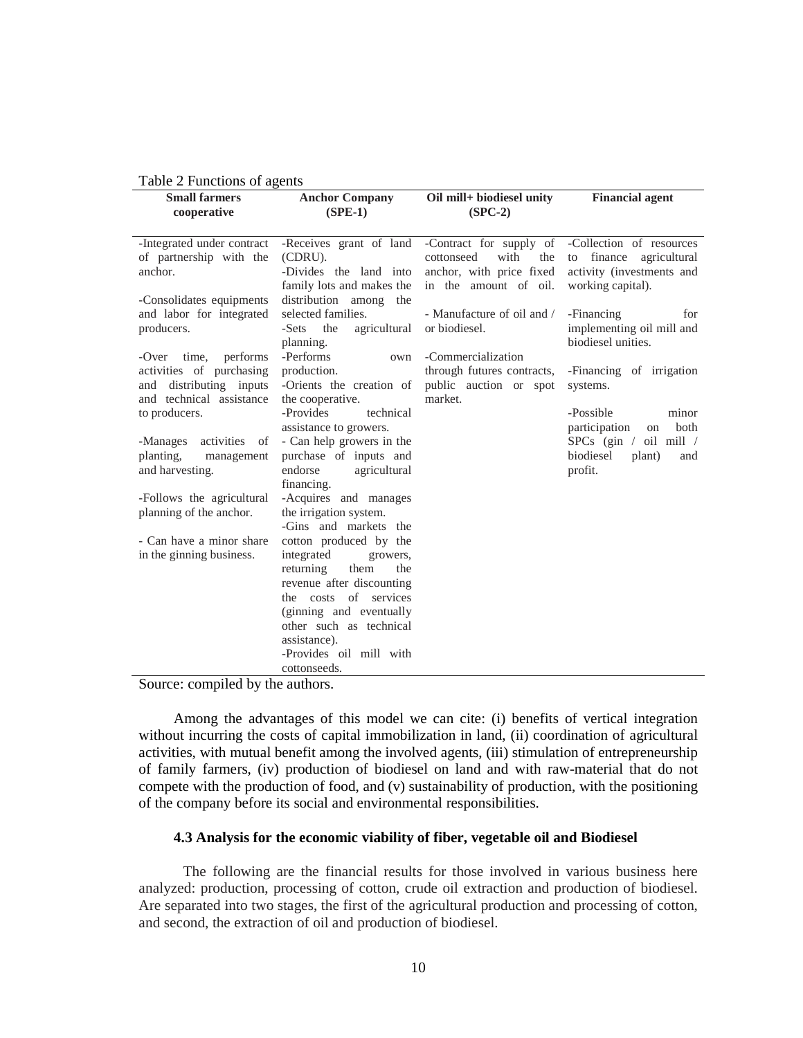Table 2 Functions of agents

| Small farmers cooperative | Anchor Company (SPE-1) | Oil mill+ biodiesel unity (SPC-2) | Financial agent |
|---|---|---|---|
| -Integrated under contract of partnership with the anchor.<br><br>-Consolidates equipments and labor for integrated producers.<br><br>-Over time, performs activities of purchasing and distributing inputs and technical assistance to producers.<br><br>-Manages activities of planting, management and harvesting.<br><br>-Follows the agricultural planning of the anchor.<br><br>- Can have a minor share in the ginning business. | -Receives grant of land (CDRU).<br>-Divides the land into family lots and makes the distribution among the selected families.<br>-Sets the agricultural planning.<br>-Performs own production.<br>-Orients the creation of the cooperative.<br>-Provides technical assistance to growers.<br>- Can help growers in the purchase of inputs and endorse agricultural financing.<br>-Acquires and manages the irrigation system.<br>-Gins and markets the cotton produced by the integrated growers, returning them the revenue after discounting the costs of services (ginning and eventually other such as technical assistance).<br>-Provides oil mill with cottonseeds. | -Contract for supply of cottonseed with the anchor, with price fixed in the amount of oil.<br><br>- Manufacture of oil and / or biodiesel.<br><br>-Commercialization through futures contracts, public auction or spot market. | -Collection of resources to finance agricultural activity (investments and working capital).<br><br>-Financing for implementing oil mill and biodiesel unities.<br><br>-Financing of irrigation systems.<br><br>-Possible minor participation on both SPCs (gin / oil mill / biodiesel plant) and profit. |

Source: compiled by the authors.

Among the advantages of this model we can cite: (i) benefits of vertical integration without incurring the costs of capital immobilization in land, (ii) coordination of agricultural activities, with mutual benefit among the involved agents, (iii) stimulation of entrepreneurship of family farmers, (iv) production of biodiesel on land and with raw-material that do not compete with the production of food, and (v) sustainability of production, with the positioning of the company before its social and environmental responsibilities.

### 4.3 Analysis for the economic viability of fiber, vegetable oil and Biodiesel

The following are the financial results for those involved in various business here analyzed: production, processing of cotton, crude oil extraction and production of biodiesel. Are separated into two stages, the first of the agricultural production and processing of cotton, and second, the extraction of oil and production of biodiesel.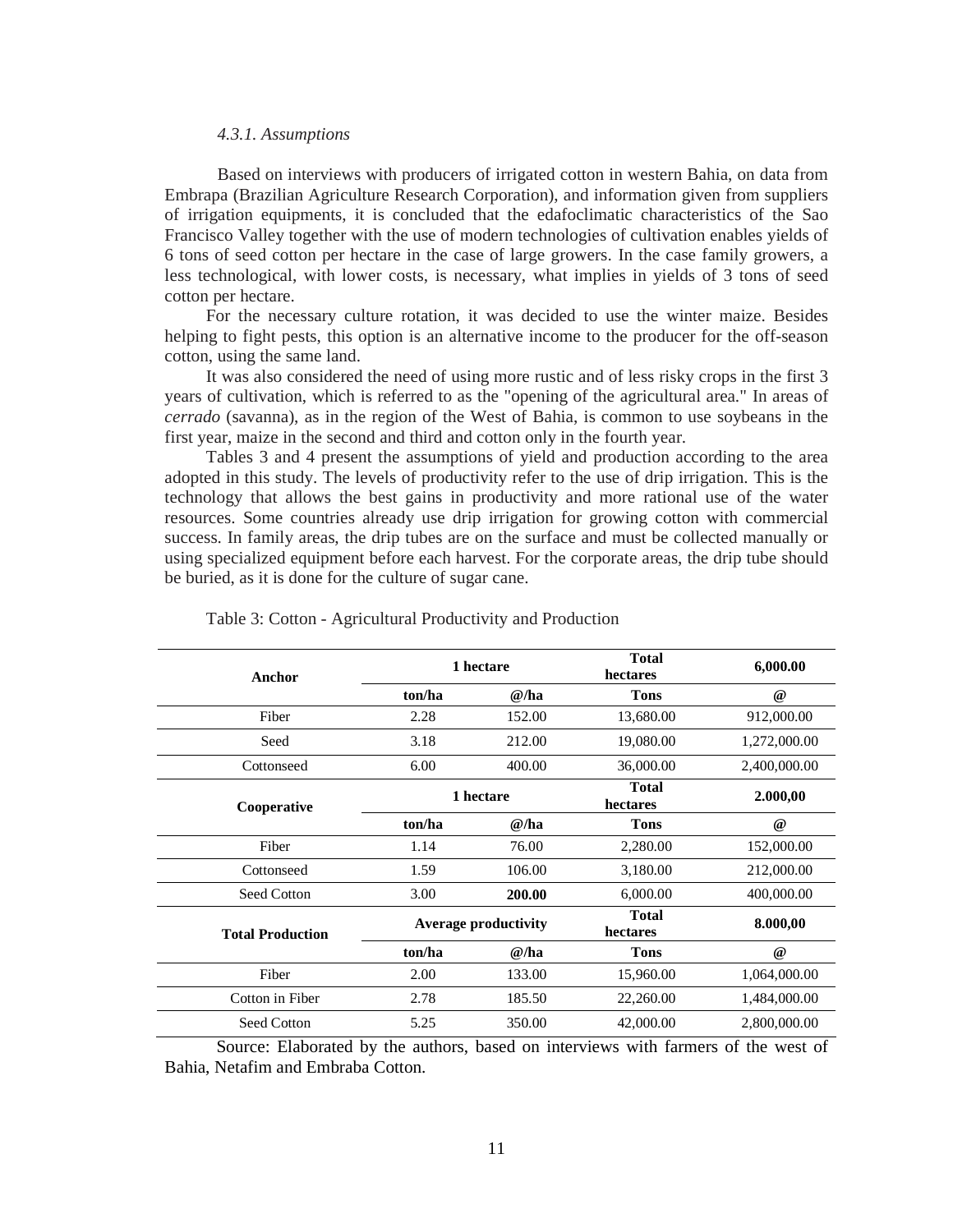#### *4.3.1. Assumptions*

Based on interviews with producers of irrigated cotton in western Bahia, on data from Embrapa (Brazilian Agriculture Research Corporation), and information given from suppliers of irrigation equipments, it is concluded that the edafoclimatic characteristics of the Sao Francisco Valley together with the use of modern technologies of cultivation enables yields of 6 tons of seed cotton per hectare in the case of large growers. In the case family growers, a less technological, with lower costs, is necessary, what implies in yields of 3 tons of seed cotton per hectare.

For the necessary culture rotation, it was decided to use the winter maize. Besides helping to fight pests, this option is an alternative income to the producer for the off-season cotton, using the same land.

It was also considered the need of using more rustic and of less risky crops in the first 3 years of cultivation, which is referred to as the "opening of the agricultural area." In areas of *cerrado* (savanna), as in the region of the West of Bahia, is common to use soybeans in the first year, maize in the second and third and cotton only in the fourth year.

Tables 3 and 4 present the assumptions of yield and production according to the area adopted in this study. The levels of productivity refer to the use of drip irrigation. This is the technology that allows the best gains in productivity and more rational use of the water resources. Some countries already use drip irrigation for growing cotton with commercial success. In family areas, the drip tubes are on the surface and must be collected manually or using specialized equipment before each harvest. For the corporate areas, the drip tube should be buried, as it is done for the culture of sugar cane.

Table 3: Cotton - Agricultural Productivity and Production

| **Anchor** | **1 hectare** | | **Total hectares** | **6,000.00** |
|---|---|---|---|---|
| | **ton/ha** | **@/ha** | **Tons** | **@** |
| Fiber | 2.28 | 152.00 | 13,680.00 | 912,000.00 |
| Seed | 3.18 | 212.00 | 19,080.00 | 1,272,000.00 |
| Cottonseed | 6.00 | 400.00 | 36,000.00 | 2,400,000.00 |
| **Cooperative** | **1 hectare** | | **Total hectares** | **2.000,00** |
| | **ton/ha** | **@/ha** | **Tons** | **@** |
| Fiber | 1.14 | 76.00 | 2,280.00 | 152,000.00 |
| Cottonseed | 1.59 | 106.00 | 3,180.00 | 212,000.00 |
| Seed Cotton | 3.00 | **200.00** | 6,000.00 | 400,000.00 |
| **Total Production** | **Average productivity** | | **Total hectares** | **8.000,00** |
| | **ton/ha** | **@/ha** | **Tons** | **@** |
| Fiber | 2.00 | 133.00 | 15,960.00 | 1,064,000.00 |
| Cotton in Fiber | 2.78 | 185.50 | 22,260.00 | 1,484,000.00 |
| Seed Cotton | 5.25 | 350.00 | 42,000.00 | 2,800,000.00 |

Source: Elaborated by the authors, based on interviews with farmers of the west of Bahia, Netafim and Embraba Cotton.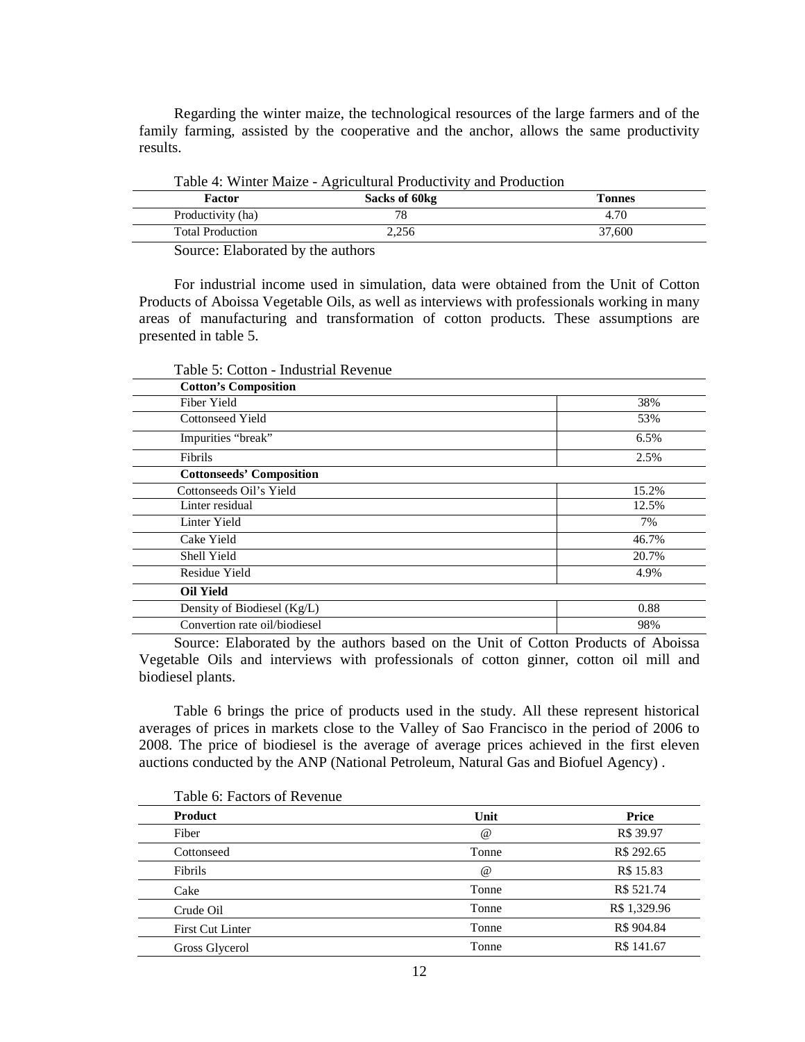Regarding the winter maize, the technological resources of the large farmers and of the family farming, assisted by the cooperative and the anchor, allows the same productivity results.

Table 4: Winter Maize - Agricultural Productivity and Production

| Factor | Sacks of 60kg | Tonnes |
|---|---|---|
| Productivity (ha) | 78 | 4.70 |
| Total Production | 2,256 | 37,600 |

Source: Elaborated by the authors

For industrial income used in simulation, data were obtained from the Unit of Cotton Products of Aboissa Vegetable Oils, as well as interviews with professionals working in many areas of manufacturing and transformation of cotton products. These assumptions are presented in table 5.

Table 5: Cotton - Industrial Revenue

| **Cotton's Composition** | |
|---|---|
| Fiber Yield | 38% |
| Cottonseed Yield | 53% |
| Impurities "break" | 6.5% |
| Fibrils | 2.5% |
| **Cottonseeds' Composition** | |
| Cottonseeds Oil's Yield | 15.2% |
| Linter residual | 12.5% |
| Linter Yield | 7% |
| Cake Yield | 46.7% |
| Shell Yield | 20.7% |
| Residue Yield | 4.9% |
| **Oil Yield** | |
| Density of Biodiesel (Kg/L) | 0.88 |
| Convertion rate oil/biodiesel | 98% |

Source: Elaborated by the authors based on the Unit of Cotton Products of Aboissa Vegetable Oils and interviews with professionals of cotton ginner, cotton oil mill and biodiesel plants.

Table 6 brings the price of products used in the study. All these represent historical averages of prices in markets close to the Valley of Sao Francisco in the period of 2006 to 2008. The price of biodiesel is the average of average prices achieved in the first eleven auctions conducted by the ANP (National Petroleum, Natural Gas and Biofuel Agency) .

Table 6: Factors of Revenue

| Product | Unit | Price |
|---|---|---|
| Fiber | @ | R$ 39.97 |
| Cottonseed | Tonne | R$ 292.65 |
| Fibrils | @ | R$ 15.83 |
| Cake | Tonne | R$ 521.74 |
| Crude Oil | Tonne | R$ 1,329.96 |
| First Cut Linter | Tonne | R$ 904.84 |
| Gross Glycerol | Tonne | R$ 141.67 |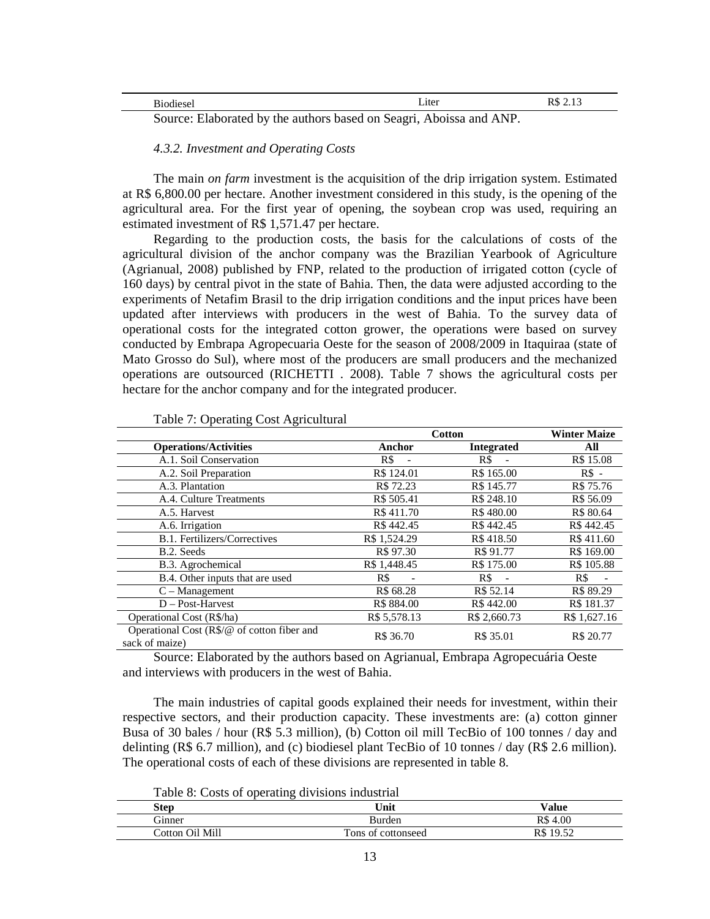| Biodiesel | Liter | R$ 2.13 |
|---|---|---|

Source: Elaborated by the authors based on Seagri, Aboissa and ANP.

#### *4.3.2. Investment and Operating Costs*

The main *on farm* investment is the acquisition of the drip irrigation system. Estimated at R$ 6,800.00 per hectare. Another investment considered in this study, is the opening of the agricultural area. For the first year of opening, the soybean crop was used, requiring an estimated investment of R$ 1,571.47 per hectare.

Regarding to the production costs, the basis for the calculations of costs of the agricultural division of the anchor company was the Brazilian Yearbook of Agriculture (Agrianual, 2008) published by FNP, related to the production of irrigated cotton (cycle of 160 days) by central pivot in the state of Bahia. Then, the data were adjusted according to the experiments of Netafim Brasil to the drip irrigation conditions and the input prices have been updated after interviews with producers in the west of Bahia. To the survey data of operational costs for the integrated cotton grower, the operations were based on survey conducted by Embrapa Agropecuaria Oeste for the season of 2008/2009 in Itaquiraa (state of Mato Grosso do Sul), where most of the producers are small producers and the mechanized operations are outsourced (RICHETTI . 2008). Table 7 shows the agricultural costs per hectare for the anchor company and for the integrated producer.

Table 7: Operating Cost Agricultural

| | Cotton | | Winter Maize |
|---|---|---|---|
| **Operations/Activities** | **Anchor** | **Integrated** | **All** |
| A.1. Soil Conservation | R$ - | R$ - | R$ 15.08 |
| A.2. Soil Preparation | R$ 124.01 | R$ 165.00 | R$ - |
| A.3. Plantation | R$ 72.23 | R$ 145.77 | R$ 75.76 |
| A.4. Culture Treatments | R$ 505.41 | R$ 248.10 | R$ 56.09 |
| A.5. Harvest | R$ 411.70 | R$ 480.00 | R$ 80.64 |
| A.6. Irrigation | R$ 442.45 | R$ 442.45 | R$ 442.45 |
| B.1. Fertilizers/Correctives | R$ 1,524.29 | R$ 418.50 | R$ 411.60 |
| B.2. Seeds | R$ 97.30 | R$ 91.77 | R$ 169.00 |
| B.3. Agrochemical | R$ 1,448.45 | R$ 175.00 | R$ 105.88 |
| B.4. Other inputs that are used | R$ - | R$ - | R$ - |
| C – Management | R$ 68.28 | R$ 52.14 | R$ 89.29 |
| D – Post-Harvest | R$ 884.00 | R$ 442.00 | R$ 181.37 |
| Operational Cost (R$/ha) | R$ 5,578.13 | R$ 2,660.73 | R$ 1,627.16 |
| Operational Cost (R$/@ of cotton fiber and sack of maize) | R$ 36.70 | R$ 35.01 | R$ 20.77 |

Source: Elaborated by the authors based on Agrianual, Embrapa Agropecuária Oeste and interviews with producers in the west of Bahia.

The main industries of capital goods explained their needs for investment, within their respective sectors, and their production capacity. These investments are: (a) cotton ginner Busa of 30 bales / hour (R$ 5.3 million), (b) Cotton oil mill TecBio of 100 tonnes / day and delinting (R$ 6.7 million), and (c) biodiesel plant TecBio of 10 tonnes / day (R$ 2.6 million). The operational costs of each of these divisions are represented in table 8.

Table 8: Costs of operating divisions industrial

| Step | Unit | Value |
|---|---|---|
| Ginner | Burden | R$ 4.00 |
| Cotton Oil Mill | Tons of cottonseed | R$ 19.52 |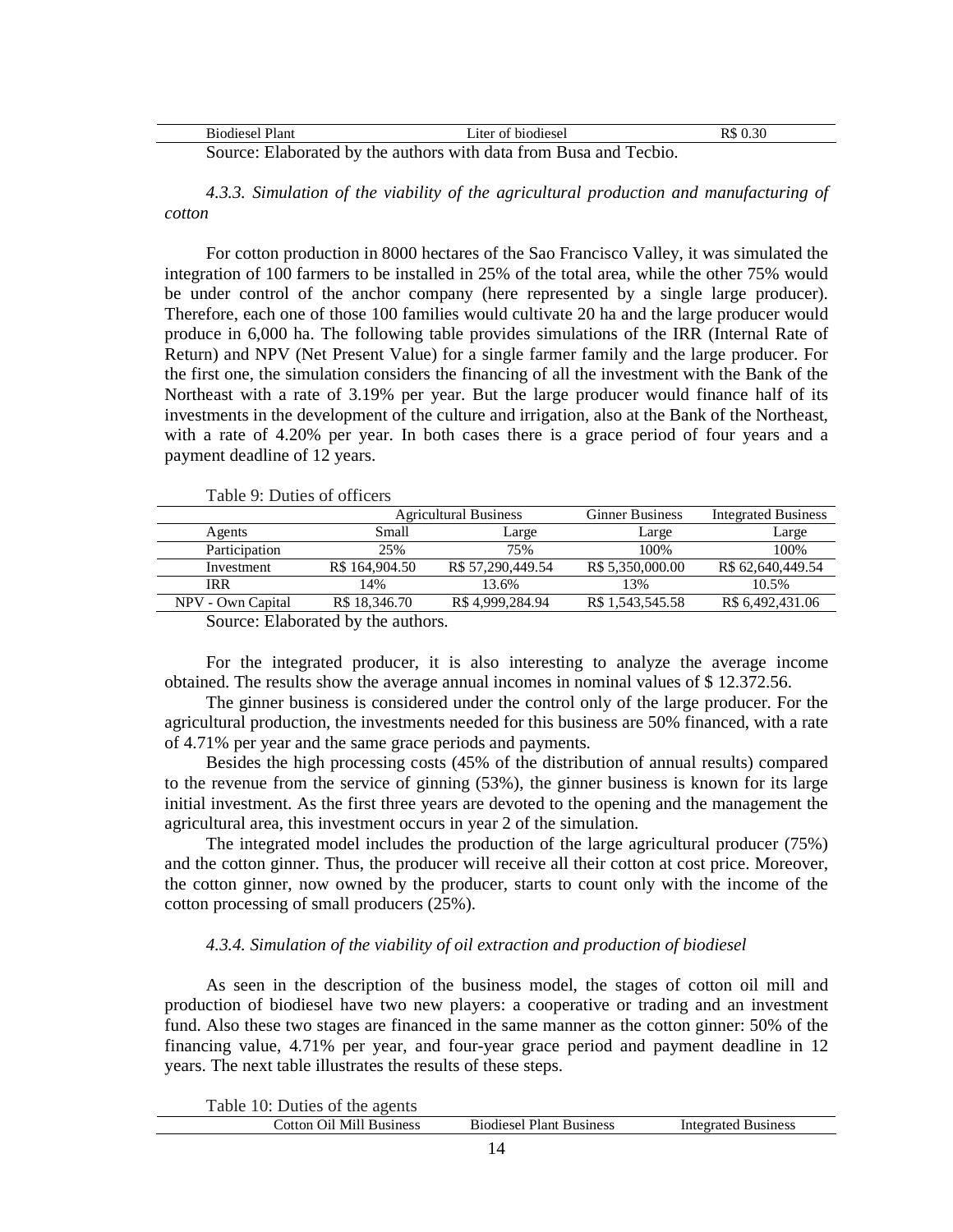| Biodiesel Plant | Liter of biodiesel | R$ 0.30 |
|---|---|---|

Source: Elaborated by the authors with data from Busa and Tecbio.

#### *4.3.3. Simulation of the viability of the agricultural production and manufacturing of cotton*

For cotton production in 8000 hectares of the Sao Francisco Valley, it was simulated the integration of 100 farmers to be installed in 25% of the total area, while the other 75% would be under control of the anchor company (here represented by a single large producer). Therefore, each one of those 100 families would cultivate 20 ha and the large producer would produce in 6,000 ha. The following table provides simulations of the IRR (Internal Rate of Return) and NPV (Net Present Value) for a single farmer family and the large producer. For the first one, the simulation considers the financing of all the investment with the Bank of the Northeast with a rate of 3.19% per year. But the large producer would finance half of its investments in the development of the culture and irrigation, also at the Bank of the Northeast, with a rate of 4.20% per year. In both cases there is a grace period of four years and a payment deadline of 12 years.

Table 9: Duties of officers

| | Agricultural Business | | Ginner Business | Integrated Business |
|---|---|---|---|---|
| Agents | Small | Large | Large | Large |
| Participation | 25% | 75% | 100% | 100% |
| Investment | R$ 164,904.50 | R$ 57,290,449.54 | R$ 5,350,000.00 | R$ 62,640,449.54 |
| IRR | 14% | 13.6% | 13% | 10.5% |
| NPV - Own Capital | R$ 18,346.70 | R$ 4,999,284.94 | R$ 1,543,545.58 | R$ 6,492,431.06 |

Source: Elaborated by the authors.

For the integrated producer, it is also interesting to analyze the average income obtained. The results show the average annual incomes in nominal values of $ 12.372.56.

The ginner business is considered under the control only of the large producer. For the agricultural production, the investments needed for this business are 50% financed, with a rate of 4.71% per year and the same grace periods and payments.

Besides the high processing costs (45% of the distribution of annual results) compared to the revenue from the service of ginning (53%), the ginner business is known for its large initial investment. As the first three years are devoted to the opening and the management the agricultural area, this investment occurs in year 2 of the simulation.

The integrated model includes the production of the large agricultural producer (75%) and the cotton ginner. Thus, the producer will receive all their cotton at cost price. Moreover, the cotton ginner, now owned by the producer, starts to count only with the income of the cotton processing of small producers (25%).

#### *4.3.4. Simulation of the viability of oil extraction and production of biodiesel*

As seen in the description of the business model, the stages of cotton oil mill and production of biodiesel have two new players: a cooperative or trading and an investment fund. Also these two stages are financed in the same manner as the cotton ginner: 50% of the financing value, 4.71% per year, and four-year grace period and payment deadline in 12 years. The next table illustrates the results of these steps.

Table 10: Duties of the agents

| | Cotton Oil Mill Business | Biodiesel Plant Business | Integrated Business |
|---|---|---|---|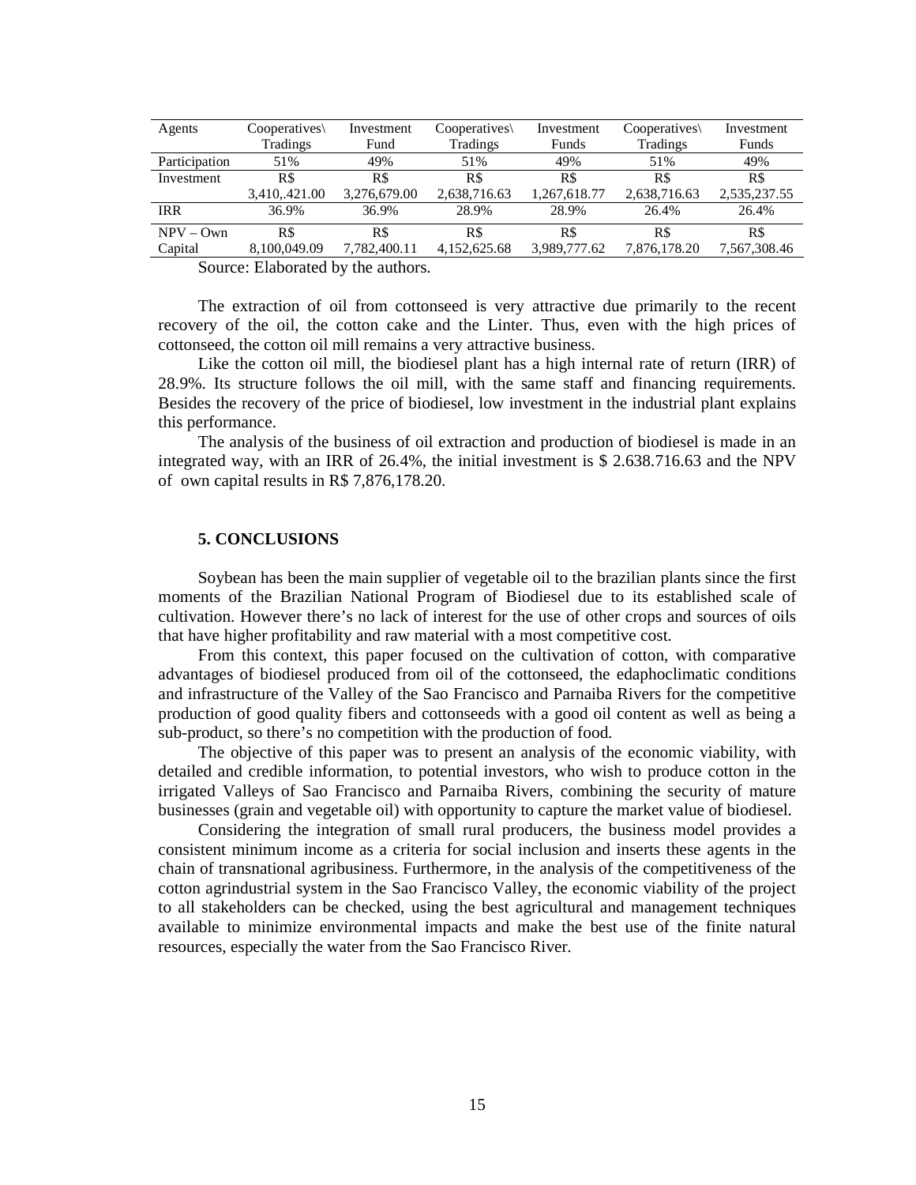| Agents | Cooperatives\ Tradings | Investment Fund | Cooperatives\ Tradings | Investment Funds | Cooperatives\ Tradings | Investment Funds |
|---|---|---|---|---|---|---|
| Participation | 51% | 49% | 51% | 49% | 51% | 49% |
| Investment | R$ 3,410,.421.00 | R$ 3,276,679.00 | R$ 2,638,716.63 | R$ 1,267,618.77 | R$ 2,638,716.63 | R$ 2,535,237.55 |
| IRR | 36.9% | 36.9% | 28.9% | 28.9% | 26.4% | 26.4% |
| NPV – Own Capital | R$ 8,100,049.09 | R$ 7,782,400.11 | R$ 4,152,625.68 | R$ 3,989,777.62 | R$ 7,876,178.20 | R$ 7,567,308.46 |

Source: Elaborated by the authors.

The extraction of oil from cottonseed is very attractive due primarily to the recent recovery of the oil, the cotton cake and the Linter. Thus, even with the high prices of cottonseed, the cotton oil mill remains a very attractive business.

Like the cotton oil mill, the biodiesel plant has a high internal rate of return (IRR) of 28.9%. Its structure follows the oil mill, with the same staff and financing requirements. Besides the recovery of the price of biodiesel, low investment in the industrial plant explains this performance.

The analysis of the business of oil extraction and production of biodiesel is made in an integrated way, with an IRR of 26.4%, the initial investment is $ 2.638.716.63 and the NPV of own capital results in R$ 7,876,178.20.

## 5. CONCLUSIONS

Soybean has been the main supplier of vegetable oil to the brazilian plants since the first moments of the Brazilian National Program of Biodiesel due to its established scale of cultivation. However there's no lack of interest for the use of other crops and sources of oils that have higher profitability and raw material with a most competitive cost.

From this context, this paper focused on the cultivation of cotton, with comparative advantages of biodiesel produced from oil of the cottonseed, the edaphoclimatic conditions and infrastructure of the Valley of the Sao Francisco and Parnaiba Rivers for the competitive production of good quality fibers and cottonseeds with a good oil content as well as being a sub-product, so there's no competition with the production of food.

The objective of this paper was to present an analysis of the economic viability, with detailed and credible information, to potential investors, who wish to produce cotton in the irrigated Valleys of Sao Francisco and Parnaiba Rivers, combining the security of mature businesses (grain and vegetable oil) with opportunity to capture the market value of biodiesel.

Considering the integration of small rural producers, the business model provides a consistent minimum income as a criteria for social inclusion and inserts these agents in the chain of transnational agribusiness. Furthermore, in the analysis of the competitiveness of the cotton agrindustrial system in the Sao Francisco Valley, the economic viability of the project to all stakeholders can be checked, using the best agricultural and management techniques available to minimize environmental impacts and make the best use of the finite natural resources, especially the water from the Sao Francisco River.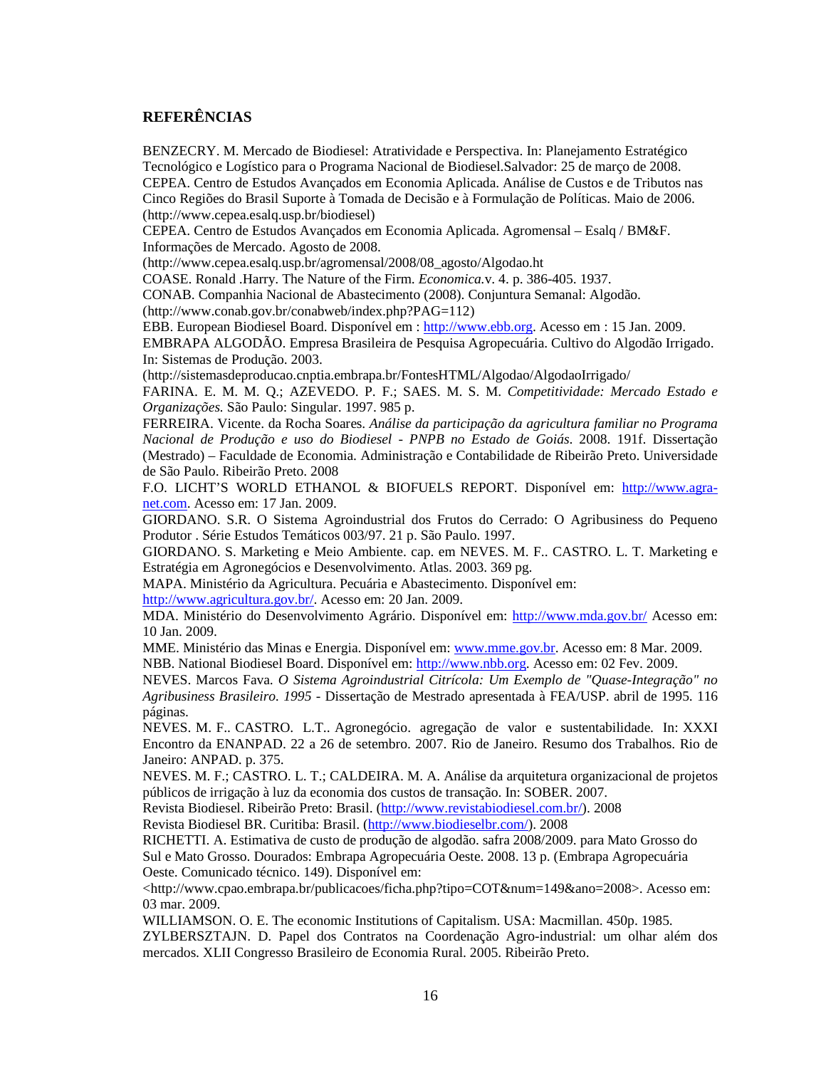## REFERÊNCIAS

BENZECRY. M. Mercado de Biodiesel: Atratividade e Perspectiva. In: Planejamento Estratégico Tecnológico e Logístico para o Programa Nacional de Biodiesel.Salvador: 25 de março de 2008.

CEPEA. Centro de Estudos Avançados em Economia Aplicada. Análise de Custos e de Tributos nas Cinco Regiões do Brasil Suporte à Tomada de Decisão e à Formulação de Políticas. Maio de 2006. (http://www.cepea.esalq.usp.br/biodiesel)

CEPEA. Centro de Estudos Avançados em Economia Aplicada. Agromensal – Esalq / BM&F. Informações de Mercado. Agosto de 2008. (http://www.cepea.esalq.usp.br/agromensal/2008/08_agosto/Algodao.ht

COASE. Ronald .Harry. The Nature of the Firm. *Economica.*v. 4. p. 386-405. 1937.

CONAB. Companhia Nacional de Abastecimento (2008). Conjuntura Semanal: Algodão. (http://www.conab.gov.br/conabweb/index.php?PAG=112)

EBB. European Biodiesel Board. Disponível em : http://www.ebb.org. Acesso em : 15 Jan. 2009.

EMBRAPA ALGODÃO. Empresa Brasileira de Pesquisa Agropecuária. Cultivo do Algodão Irrigado. In: Sistemas de Produção. 2003. (http://sistemasdeproducao.cnptia.embrapa.br/FontesHTML/Algodao/AlgodaoIrrigado/

FARINA. E. M. M. Q.; AZEVEDO. P. F.; SAES. M. S. M. *Competitividade: Mercado Estado e Organizações.* São Paulo: Singular. 1997. 985 p.

FERREIRA. Vicente. da Rocha Soares. *Análise da participação da agricultura familiar no Programa Nacional de Produção e uso do Biodiesel - PNPB no Estado de Goiás*. 2008. 191f. Dissertação (Mestrado) – Faculdade de Economia. Administração e Contabilidade de Ribeirão Preto. Universidade de São Paulo. Ribeirão Preto. 2008

F.O. LICHT'S WORLD ETHANOL & BIOFUELS REPORT. Disponível em: http://www.agra-net.com. Acesso em: 17 Jan. 2009.

GIORDANO. S.R. O Sistema Agroindustrial dos Frutos do Cerrado: O Agribusiness do Pequeno Produtor . Série Estudos Temáticos 003/97. 21 p. São Paulo. 1997.

GIORDANO. S. Marketing e Meio Ambiente. cap. em NEVES. M. F.. CASTRO. L. T. Marketing e Estratégia em Agronegócios e Desenvolvimento. Atlas. 2003. 369 pg.

MAPA. Ministério da Agricultura. Pecuária e Abastecimento. Disponível em: http://www.agricultura.gov.br/. Acesso em: 20 Jan. 2009.

MDA. Ministério do Desenvolvimento Agrário. Disponível em: http://www.mda.gov.br/ Acesso em: 10 Jan. 2009.

MME. Ministério das Minas e Energia. Disponível em: www.mme.gov.br. Acesso em: 8 Mar. 2009.

NBB. National Biodiesel Board. Disponível em: http://www.nbb.org. Acesso em: 02 Fev. 2009.

NEVES. Marcos Fava. *O Sistema Agroindustrial Citrícola: Um Exemplo de "Quase-Integração" no Agribusiness Brasileiro. 1995* - Dissertação de Mestrado apresentada à FEA/USP. abril de 1995. 116 páginas.

NEVES. M. F.. CASTRO. L.T.. Agronegócio. agregação de valor e sustentabilidade. In: XXXI Encontro da ENANPAD. 22 a 26 de setembro. 2007. Rio de Janeiro. Resumo dos Trabalhos. Rio de Janeiro: ANPAD. p. 375.

NEVES. M. F.; CASTRO. L. T.; CALDEIRA. M. A. Análise da arquitetura organizacional de projetos públicos de irrigação à luz da economia dos custos de transação. In: SOBER. 2007.

Revista Biodiesel. Ribeirão Preto: Brasil. (http://www.revistabiodiesel.com.br/). 2008

Revista Biodiesel BR. Curitiba: Brasil. (http://www.biodieselbr.com/). 2008

RICHETTI. A. Estimativa de custo de produção de algodão. safra 2008/2009. para Mato Grosso do Sul e Mato Grosso. Dourados: Embrapa Agropecuária Oeste. 2008. 13 p. (Embrapa Agropecuária Oeste. Comunicado técnico. 149). Disponível em: <http://www.cpao.embrapa.br/publicacoes/ficha.php?tipo=COT&num=149&ano=2008>. Acesso em: 03 mar. 2009.

WILLIAMSON. O. E. The economic Institutions of Capitalism. USA: Macmillan. 450p. 1985.

ZYLBERSZTAJN. D. Papel dos Contratos na Coordenação Agro-industrial: um olhar além dos mercados. XLII Congresso Brasileiro de Economia Rural. 2005. Ribeirão Preto.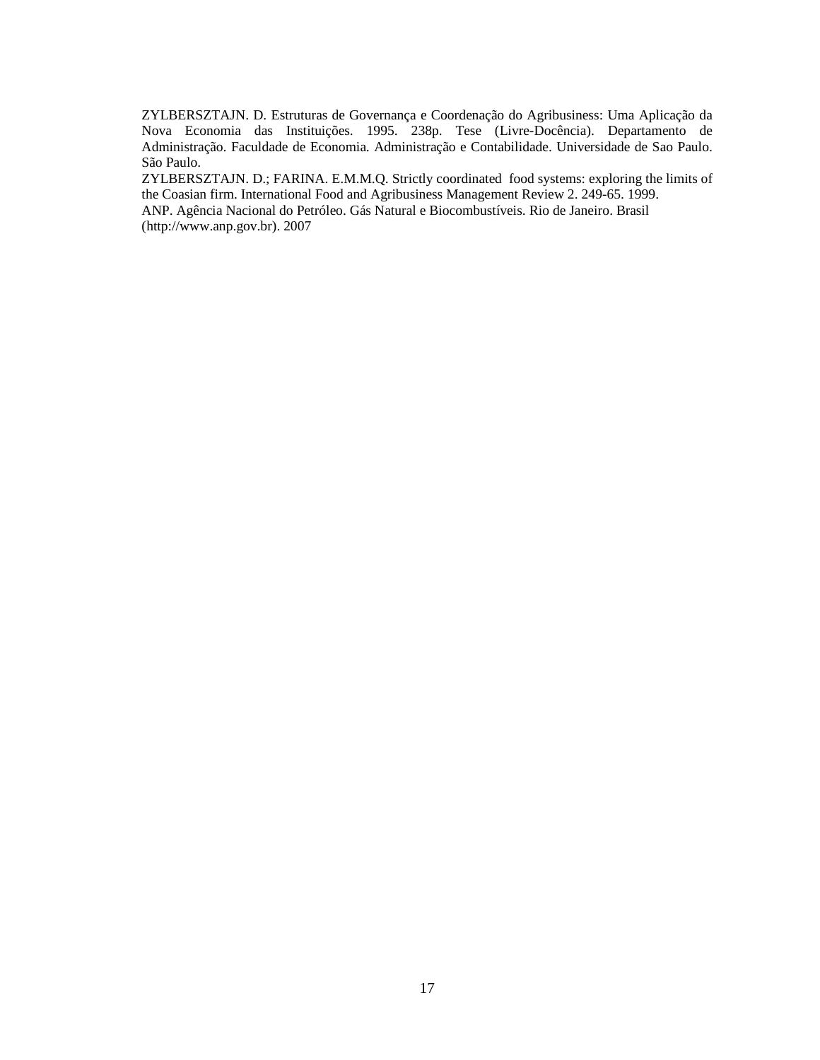ZYLBERSZTAJN. D. Estruturas de Governança e Coordenação do Agribusiness: Uma Aplicação da Nova Economia das Instituições. 1995. 238p. Tese (Livre-Docência). Departamento de Administração. Faculdade de Economia. Administração e Contabilidade. Universidade de Sao Paulo. São Paulo.

ZYLBERSZTAJN. D.; FARINA. E.M.M.Q. Strictly coordinated food systems: exploring the limits of the Coasian firm. International Food and Agribusiness Management Review 2. 249-65. 1999.

ANP. Agência Nacional do Petróleo. Gás Natural e Biocombustíveis. Rio de Janeiro. Brasil (http://www.anp.gov.br). 2007